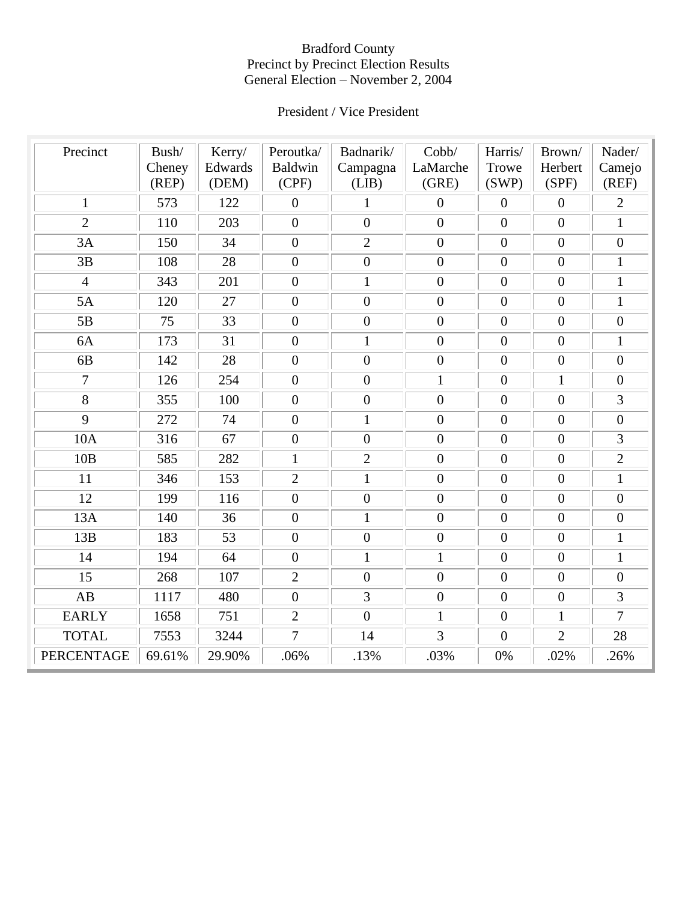# Bradford County
## Precinct by Precinct Election Results
## General Election – November 2, 2004

### President / Vice President

| Precinct | Bush/ Cheney (REP) | Kerry/ Edwards (DEM) | Peroutka/ Baldwin (CPF) | Badnarik/ Campagna (LIB) | Cobb/ LaMarche (GRE) | Harris/ Trowe (SWP) | Brown/ Herbert (SPF) | Nader/ Camejo (REF) |
|---|---|---|---|---|---|---|---|---|
| 1 | 573 | 122 | 0 | 1 | 0 | 0 | 0 | 2 |
| 2 | 110 | 203 | 0 | 0 | 0 | 0 | 0 | 1 |
| 3A | 150 | 34 | 0 | 2 | 0 | 0 | 0 | 0 |
| 3B | 108 | 28 | 0 | 0 | 0 | 0 | 0 | 1 |
| 4 | 343 | 201 | 0 | 1 | 0 | 0 | 0 | 1 |
| 5A | 120 | 27 | 0 | 0 | 0 | 0 | 0 | 1 |
| 5B | 75 | 33 | 0 | 0 | 0 | 0 | 0 | 0 |
| 6A | 173 | 31 | 0 | 1 | 0 | 0 | 0 | 1 |
| 6B | 142 | 28 | 0 | 0 | 0 | 0 | 0 | 0 |
| 7 | 126 | 254 | 0 | 0 | 1 | 0 | 1 | 0 |
| 8 | 355 | 100 | 0 | 0 | 0 | 0 | 0 | 3 |
| 9 | 272 | 74 | 0 | 1 | 0 | 0 | 0 | 0 |
| 10A | 316 | 67 | 0 | 0 | 0 | 0 | 0 | 3 |
| 10B | 585 | 282 | 1 | 2 | 0 | 0 | 0 | 2 |
| 11 | 346 | 153 | 2 | 1 | 0 | 0 | 0 | 1 |
| 12 | 199 | 116 | 0 | 0 | 0 | 0 | 0 | 0 |
| 13A | 140 | 36 | 0 | 1 | 0 | 0 | 0 | 0 |
| 13B | 183 | 53 | 0 | 0 | 0 | 0 | 0 | 1 |
| 14 | 194 | 64 | 0 | 1 | 1 | 0 | 0 | 1 |
| 15 | 268 | 107 | 2 | 0 | 0 | 0 | 0 | 0 |
| AB | 1117 | 480 | 0 | 3 | 0 | 0 | 0 | 3 |
| EARLY | 1658 | 751 | 2 | 0 | 1 | 0 | 1 | 7 |
| TOTAL | 7553 | 3244 | 7 | 14 | 3 | 0 | 2 | 28 |
| PERCENTAGE | 69.61% | 29.90% | .06% | .13% | .03% | 0% | .02% | .26% |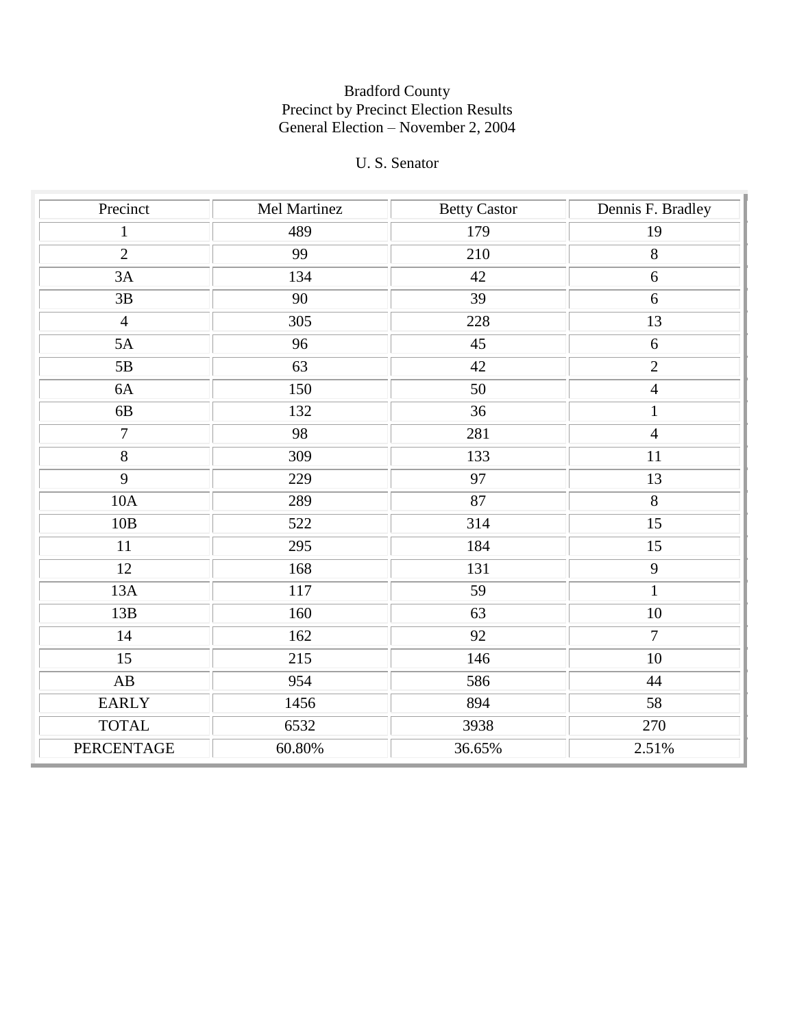Bradford County
Precinct by Precinct Election Results
General Election – November 2, 2004

U. S. Senator

| Precinct | Mel Martinez | Betty Castor | Dennis F. Bradley |
|---|---|---|---|
| 1 | 489 | 179 | 19 |
| 2 | 99 | 210 | 8 |
| 3A | 134 | 42 | 6 |
| 3B | 90 | 39 | 6 |
| 4 | 305 | 228 | 13 |
| 5A | 96 | 45 | 6 |
| 5B | 63 | 42 | 2 |
| 6A | 150 | 50 | 4 |
| 6B | 132 | 36 | 1 |
| 7 | 98 | 281 | 4 |
| 8 | 309 | 133 | 11 |
| 9 | 229 | 97 | 13 |
| 10A | 289 | 87 | 8 |
| 10B | 522 | 314 | 15 |
| 11 | 295 | 184 | 15 |
| 12 | 168 | 131 | 9 |
| 13A | 117 | 59 | 1 |
| 13B | 160 | 63 | 10 |
| 14 | 162 | 92 | 7 |
| 15 | 215 | 146 | 10 |
| AB | 954 | 586 | 44 |
| EARLY | 1456 | 894 | 58 |
| TOTAL | 6532 | 3938 | 270 |
| PERCENTAGE | 60.80% | 36.65% | 2.51% |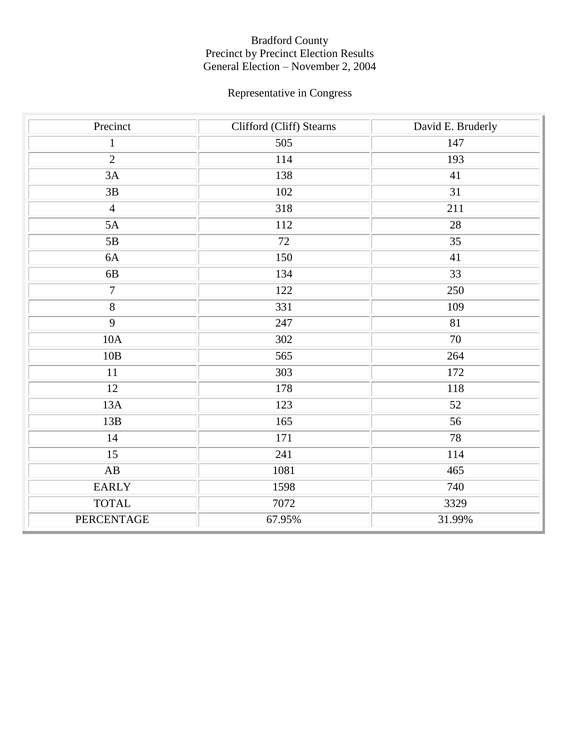Bradford County
Precinct by Precinct Election Results
General Election – November 2, 2004

Representative in Congress

| Precinct | Clifford (Cliff) Stearns | David E. Bruderly |
|---|---|---|
| 1 | 505 | 147 |
| 2 | 114 | 193 |
| 3A | 138 | 41 |
| 3B | 102 | 31 |
| 4 | 318 | 211 |
| 5A | 112 | 28 |
| 5B | 72 | 35 |
| 6A | 150 | 41 |
| 6B | 134 | 33 |
| 7 | 122 | 250 |
| 8 | 331 | 109 |
| 9 | 247 | 81 |
| 10A | 302 | 70 |
| 10B | 565 | 264 |
| 11 | 303 | 172 |
| 12 | 178 | 118 |
| 13A | 123 | 52 |
| 13B | 165 | 56 |
| 14 | 171 | 78 |
| 15 | 241 | 114 |
| AB | 1081 | 465 |
| EARLY | 1598 | 740 |
| TOTAL | 7072 | 3329 |
| PERCENTAGE | 67.95% | 31.99% |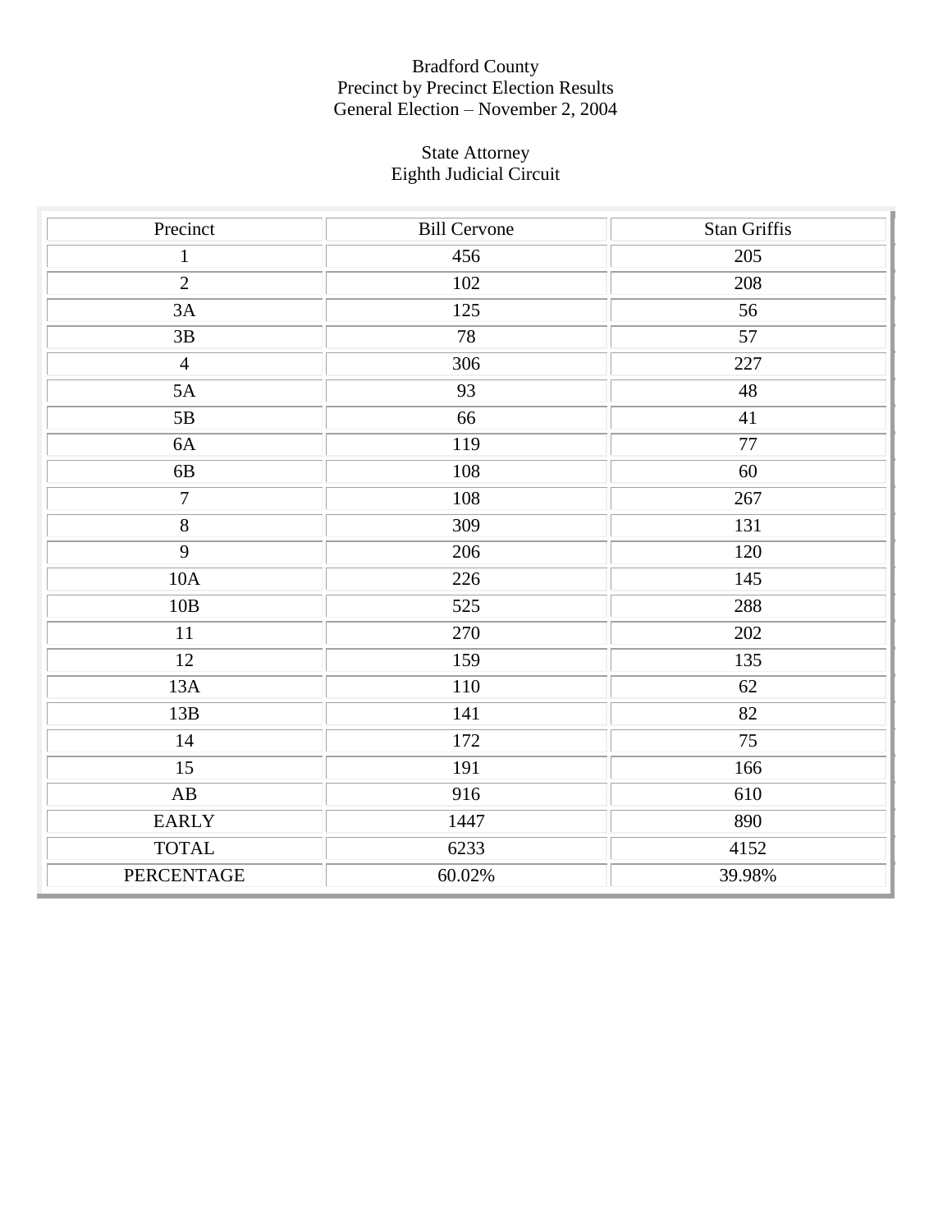# Bradford County
## Precinct by Precinct Election Results
## General Election – November 2, 2004

### State Attorney
### Eighth Judicial Circuit

| Precinct | Bill Cervone | Stan Griffis |
|---|---|---|
| 1 | 456 | 205 |
| 2 | 102 | 208 |
| 3A | 125 | 56 |
| 3B | 78 | 57 |
| 4 | 306 | 227 |
| 5A | 93 | 48 |
| 5B | 66 | 41 |
| 6A | 119 | 77 |
| 6B | 108 | 60 |
| 7 | 108 | 267 |
| 8 | 309 | 131 |
| 9 | 206 | 120 |
| 10A | 226 | 145 |
| 10B | 525 | 288 |
| 11 | 270 | 202 |
| 12 | 159 | 135 |
| 13A | 110 | 62 |
| 13B | 141 | 82 |
| 14 | 172 | 75 |
| 15 | 191 | 166 |
| AB | 916 | 610 |
| EARLY | 1447 | 890 |
| TOTAL | 6233 | 4152 |
| PERCENTAGE | 60.02% | 39.98% |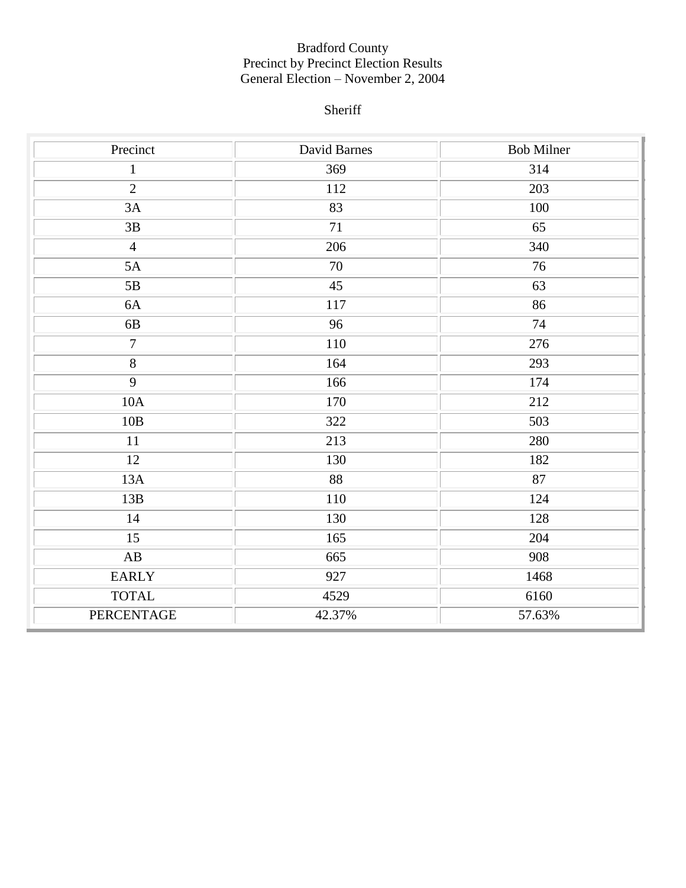Bradford County
Precinct by Precinct Election Results
General Election – November 2, 2004

Sheriff

| Precinct | David Barnes | Bob Milner |
|---|---|---|
| 1 | 369 | 314 |
| 2 | 112 | 203 |
| 3A | 83 | 100 |
| 3B | 71 | 65 |
| 4 | 206 | 340 |
| 5A | 70 | 76 |
| 5B | 45 | 63 |
| 6A | 117 | 86 |
| 6B | 96 | 74 |
| 7 | 110 | 276 |
| 8 | 164 | 293 |
| 9 | 166 | 174 |
| 10A | 170 | 212 |
| 10B | 322 | 503 |
| 11 | 213 | 280 |
| 12 | 130 | 182 |
| 13A | 88 | 87 |
| 13B | 110 | 124 |
| 14 | 130 | 128 |
| 15 | 165 | 204 |
| AB | 665 | 908 |
| EARLY | 927 | 1468 |
| TOTAL | 4529 | 6160 |
| PERCENTAGE | 42.37% | 57.63% |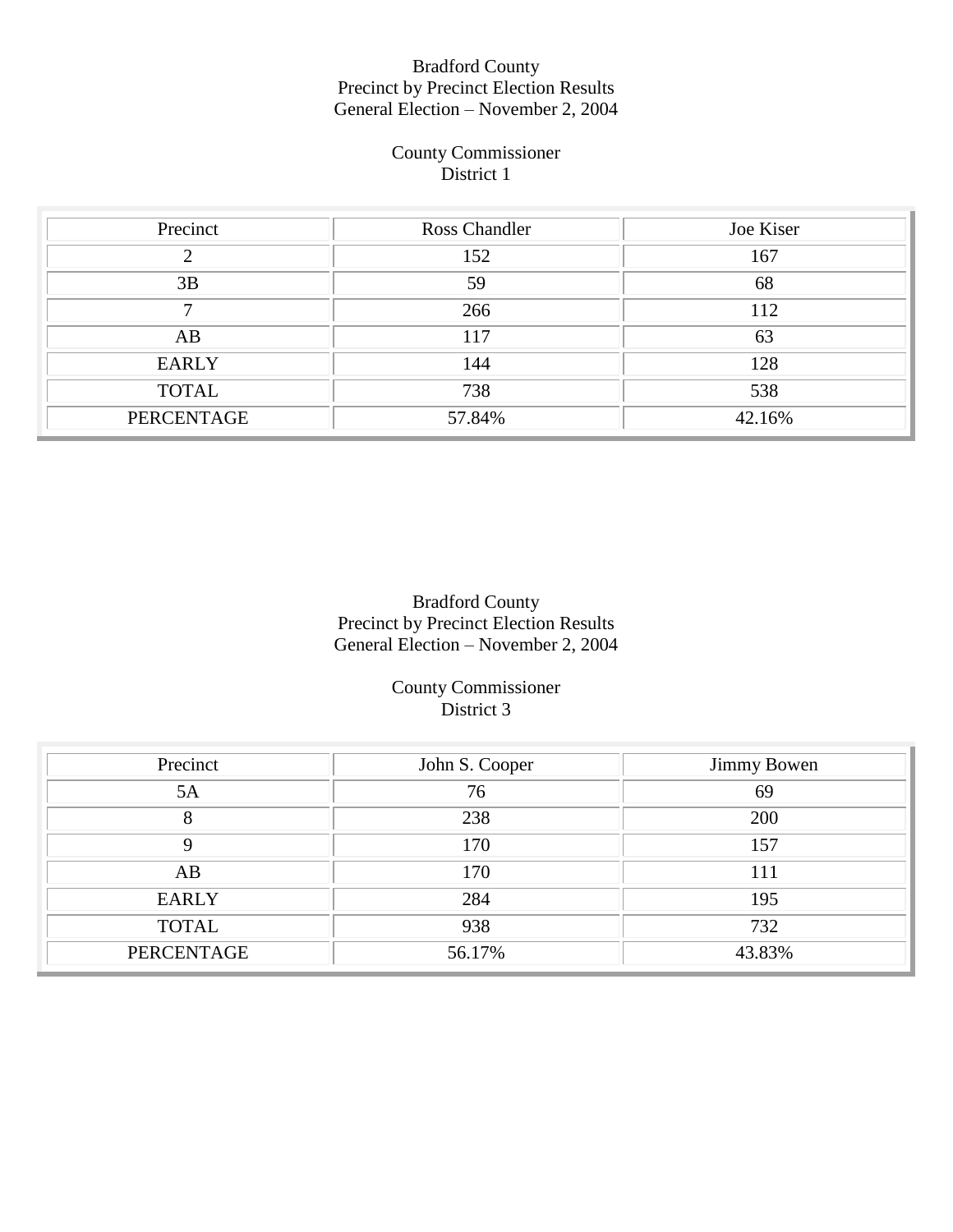Bradford County
Precinct by Precinct Election Results
General Election – November 2, 2004

County Commissioner
District 1

| Precinct | Ross Chandler | Joe Kiser |
|---|---|---|
| 2 | 152 | 167 |
| 3B | 59 | 68 |
| 7 | 266 | 112 |
| AB | 117 | 63 |
| EARLY | 144 | 128 |
| TOTAL | 738 | 538 |
| PERCENTAGE | 57.84% | 42.16% |

Bradford County
Precinct by Precinct Election Results
General Election – November 2, 2004

County Commissioner
District 3

| Precinct | John S. Cooper | Jimmy Bowen |
|---|---|---|
| 5A | 76 | 69 |
| 8 | 238 | 200 |
| 9 | 170 | 157 |
| AB | 170 | 111 |
| EARLY | 284 | 195 |
| TOTAL | 938 | 732 |
| PERCENTAGE | 56.17% | 43.83% |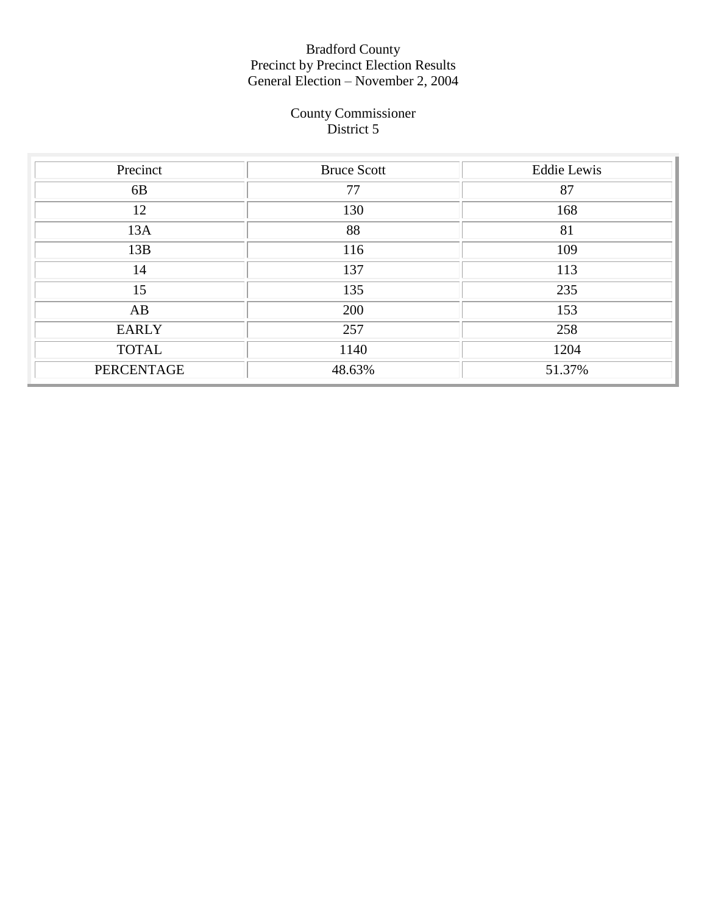Bradford County
Precinct by Precinct Election Results
General Election – November 2, 2004

County Commissioner
District 5

| Precinct | Bruce Scott | Eddie Lewis |
|---|---|---|
| 6B | 77 | 87 |
| 12 | 130 | 168 |
| 13A | 88 | 81 |
| 13B | 116 | 109 |
| 14 | 137 | 113 |
| 15 | 135 | 235 |
| AB | 200 | 153 |
| EARLY | 257 | 258 |
| TOTAL | 1140 | 1204 |
| PERCENTAGE | 48.63% | 51.37% |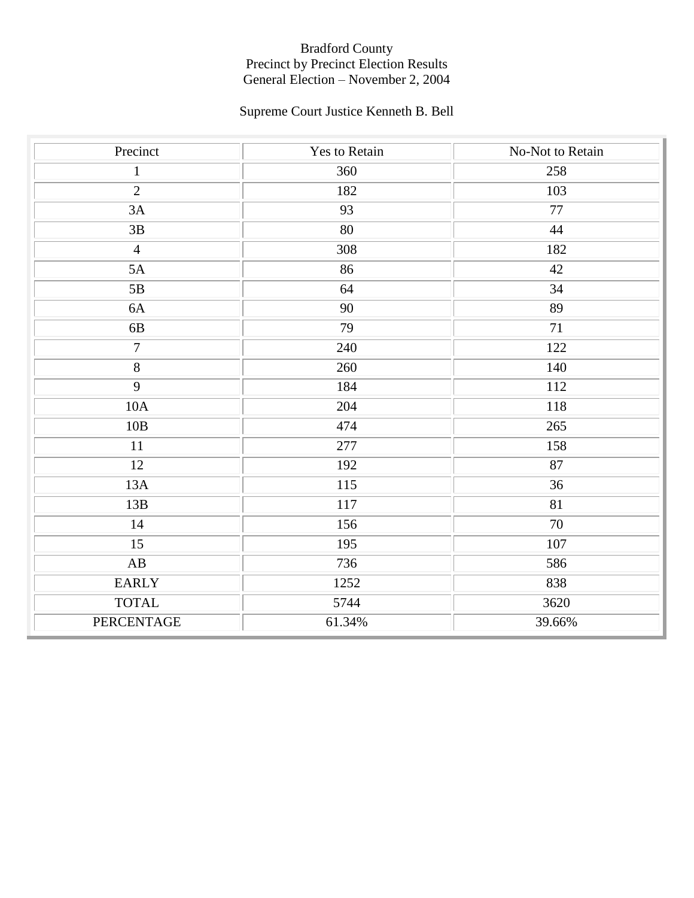Bradford County
Precinct by Precinct Election Results
General Election – November 2, 2004

Supreme Court Justice Kenneth B. Bell

| Precinct | Yes to Retain | No-Not to Retain |
|---|---|---|
| 1 | 360 | 258 |
| 2 | 182 | 103 |
| 3A | 93 | 77 |
| 3B | 80 | 44 |
| 4 | 308 | 182 |
| 5A | 86 | 42 |
| 5B | 64 | 34 |
| 6A | 90 | 89 |
| 6B | 79 | 71 |
| 7 | 240 | 122 |
| 8 | 260 | 140 |
| 9 | 184 | 112 |
| 10A | 204 | 118 |
| 10B | 474 | 265 |
| 11 | 277 | 158 |
| 12 | 192 | 87 |
| 13A | 115 | 36 |
| 13B | 117 | 81 |
| 14 | 156 | 70 |
| 15 | 195 | 107 |
| AB | 736 | 586 |
| EARLY | 1252 | 838 |
| TOTAL | 5744 | 3620 |
| PERCENTAGE | 61.34% | 39.66% |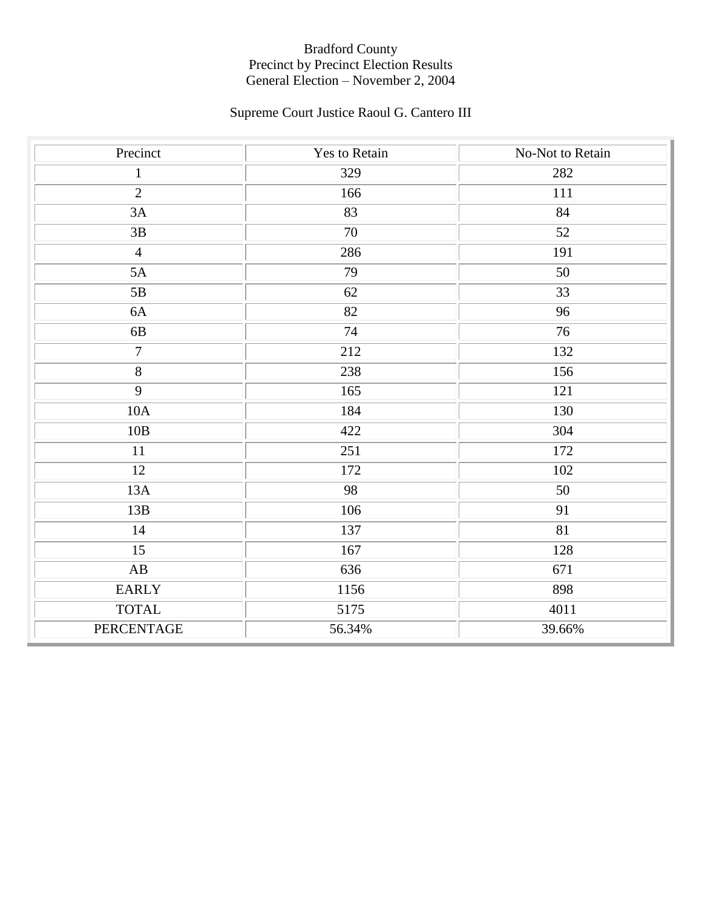Bradford County
Precinct by Precinct Election Results
General Election – November 2, 2004

Supreme Court Justice Raoul G. Cantero III

| Precinct | Yes to Retain | No-Not to Retain |
|---|---|---|
| 1 | 329 | 282 |
| 2 | 166 | 111 |
| 3A | 83 | 84 |
| 3B | 70 | 52 |
| 4 | 286 | 191 |
| 5A | 79 | 50 |
| 5B | 62 | 33 |
| 6A | 82 | 96 |
| 6B | 74 | 76 |
| 7 | 212 | 132 |
| 8 | 238 | 156 |
| 9 | 165 | 121 |
| 10A | 184 | 130 |
| 10B | 422 | 304 |
| 11 | 251 | 172 |
| 12 | 172 | 102 |
| 13A | 98 | 50 |
| 13B | 106 | 91 |
| 14 | 137 | 81 |
| 15 | 167 | 128 |
| AB | 636 | 671 |
| EARLY | 1156 | 898 |
| TOTAL | 5175 | 4011 |
| PERCENTAGE | 56.34% | 39.66% |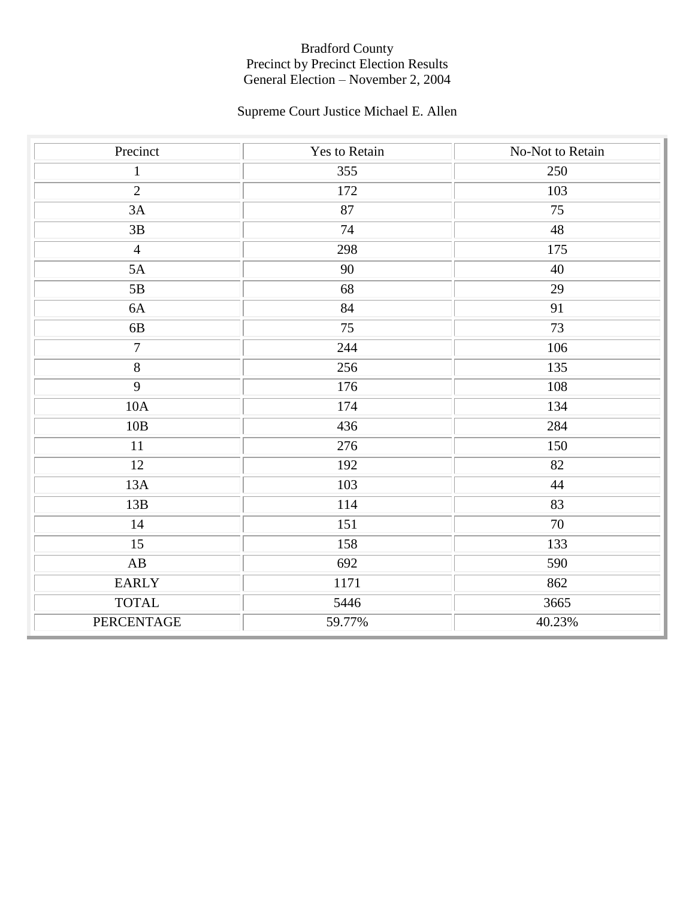Bradford County
Precinct by Precinct Election Results
General Election – November 2, 2004

Supreme Court Justice Michael E. Allen

| Precinct | Yes to Retain | No-Not to Retain |
|---|---|---|
| 1 | 355 | 250 |
| 2 | 172 | 103 |
| 3A | 87 | 75 |
| 3B | 74 | 48 |
| 4 | 298 | 175 |
| 5A | 90 | 40 |
| 5B | 68 | 29 |
| 6A | 84 | 91 |
| 6B | 75 | 73 |
| 7 | 244 | 106 |
| 8 | 256 | 135 |
| 9 | 176 | 108 |
| 10A | 174 | 134 |
| 10B | 436 | 284 |
| 11 | 276 | 150 |
| 12 | 192 | 82 |
| 13A | 103 | 44 |
| 13B | 114 | 83 |
| 14 | 151 | 70 |
| 15 | 158 | 133 |
| AB | 692 | 590 |
| EARLY | 1171 | 862 |
| TOTAL | 5446 | 3665 |
| PERCENTAGE | 59.77% | 40.23% |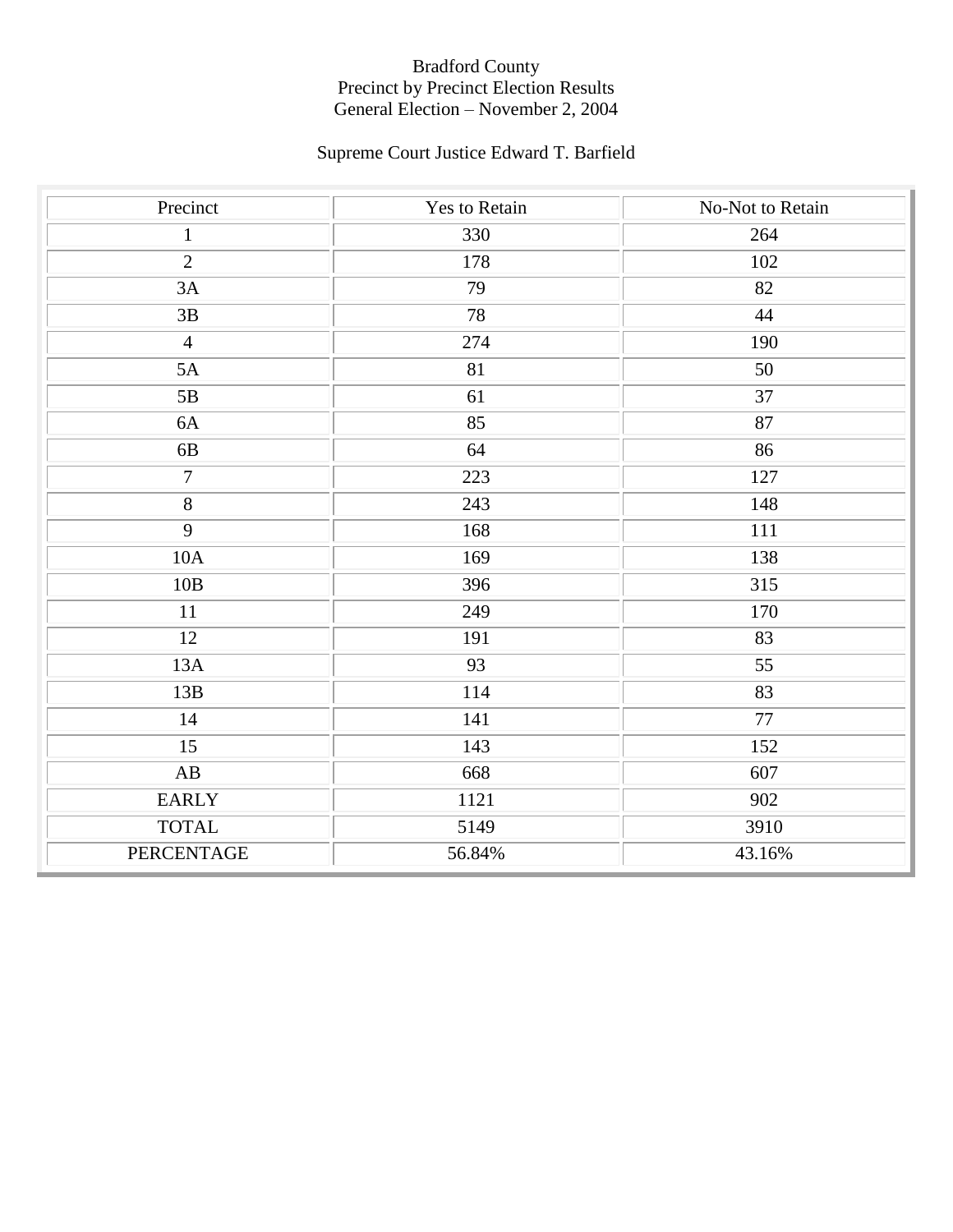Bradford County
Precinct by Precinct Election Results
General Election – November 2, 2004

Supreme Court Justice Edward T. Barfield

| Precinct | Yes to Retain | No-Not to Retain |
|---|---|---|
| 1 | 330 | 264 |
| 2 | 178 | 102 |
| 3A | 79 | 82 |
| 3B | 78 | 44 |
| 4 | 274 | 190 |
| 5A | 81 | 50 |
| 5B | 61 | 37 |
| 6A | 85 | 87 |
| 6B | 64 | 86 |
| 7 | 223 | 127 |
| 8 | 243 | 148 |
| 9 | 168 | 111 |
| 10A | 169 | 138 |
| 10B | 396 | 315 |
| 11 | 249 | 170 |
| 12 | 191 | 83 |
| 13A | 93 | 55 |
| 13B | 114 | 83 |
| 14 | 141 | 77 |
| 15 | 143 | 152 |
| AB | 668 | 607 |
| EARLY | 1121 | 902 |
| TOTAL | 5149 | 3910 |
| PERCENTAGE | 56.84% | 43.16% |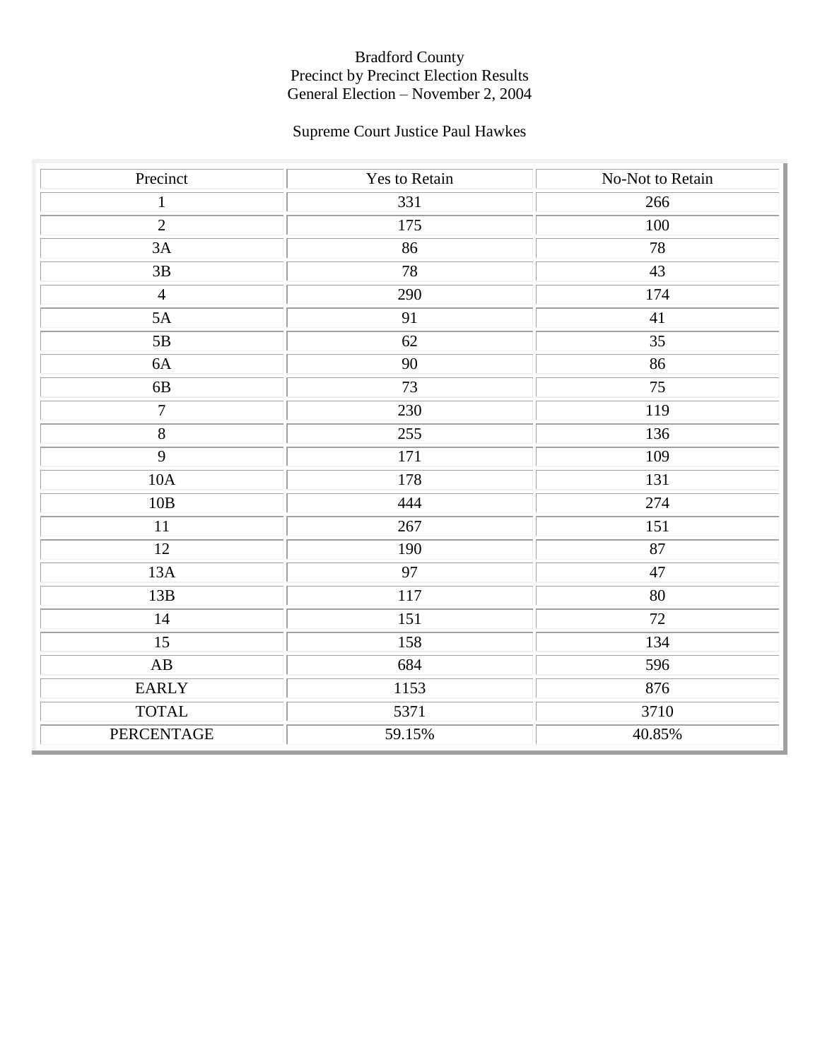Bradford County
Precinct by Precinct Election Results
General Election – November 2, 2004

Supreme Court Justice Paul Hawkes

| Precinct | Yes to Retain | No-Not to Retain |
|---|---|---|
| 1 | 331 | 266 |
| 2 | 175 | 100 |
| 3A | 86 | 78 |
| 3B | 78 | 43 |
| 4 | 290 | 174 |
| 5A | 91 | 41 |
| 5B | 62 | 35 |
| 6A | 90 | 86 |
| 6B | 73 | 75 |
| 7 | 230 | 119 |
| 8 | 255 | 136 |
| 9 | 171 | 109 |
| 10A | 178 | 131 |
| 10B | 444 | 274 |
| 11 | 267 | 151 |
| 12 | 190 | 87 |
| 13A | 97 | 47 |
| 13B | 117 | 80 |
| 14 | 151 | 72 |
| 15 | 158 | 134 |
| AB | 684 | 596 |
| EARLY | 1153 | 876 |
| TOTAL | 5371 | 3710 |
| PERCENTAGE | 59.15% | 40.85% |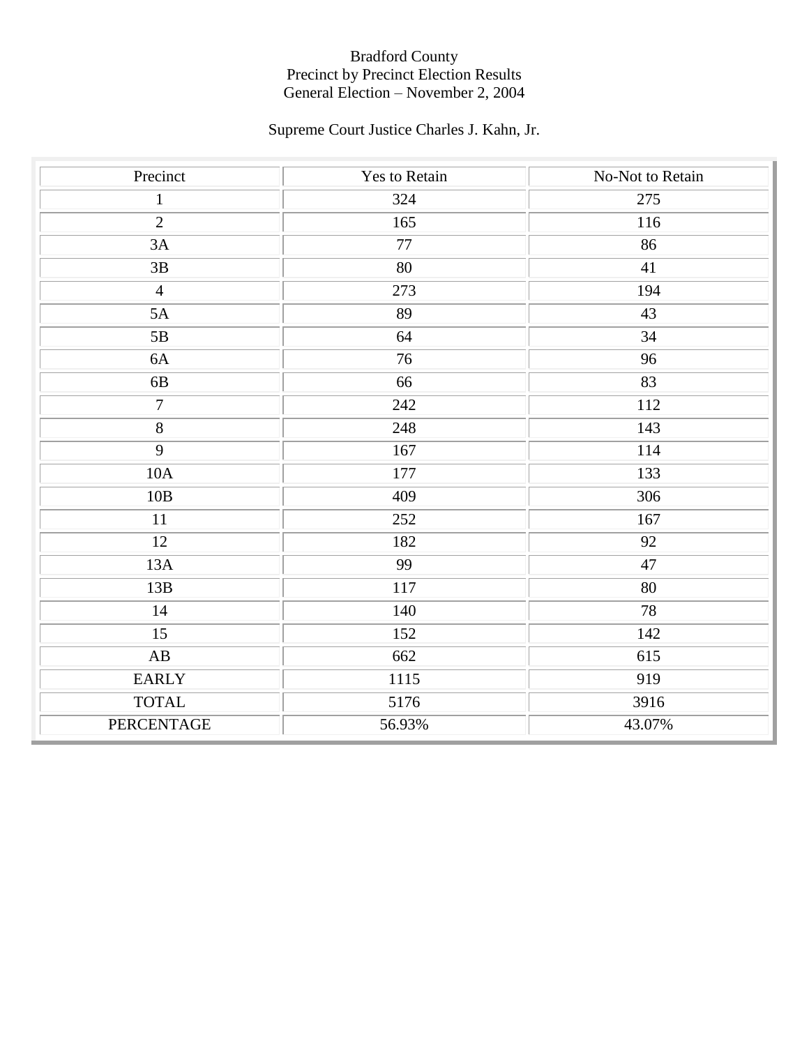Bradford County
Precinct by Precinct Election Results
General Election – November 2, 2004

Supreme Court Justice Charles J. Kahn, Jr.

| Precinct | Yes to Retain | No-Not to Retain |
|---|---|---|
| 1 | 324 | 275 |
| 2 | 165 | 116 |
| 3A | 77 | 86 |
| 3B | 80 | 41 |
| 4 | 273 | 194 |
| 5A | 89 | 43 |
| 5B | 64 | 34 |
| 6A | 76 | 96 |
| 6B | 66 | 83 |
| 7 | 242 | 112 |
| 8 | 248 | 143 |
| 9 | 167 | 114 |
| 10A | 177 | 133 |
| 10B | 409 | 306 |
| 11 | 252 | 167 |
| 12 | 182 | 92 |
| 13A | 99 | 47 |
| 13B | 117 | 80 |
| 14 | 140 | 78 |
| 15 | 152 | 142 |
| AB | 662 | 615 |
| EARLY | 1115 | 919 |
| TOTAL | 5176 | 3916 |
| PERCENTAGE | 56.93% | 43.07% |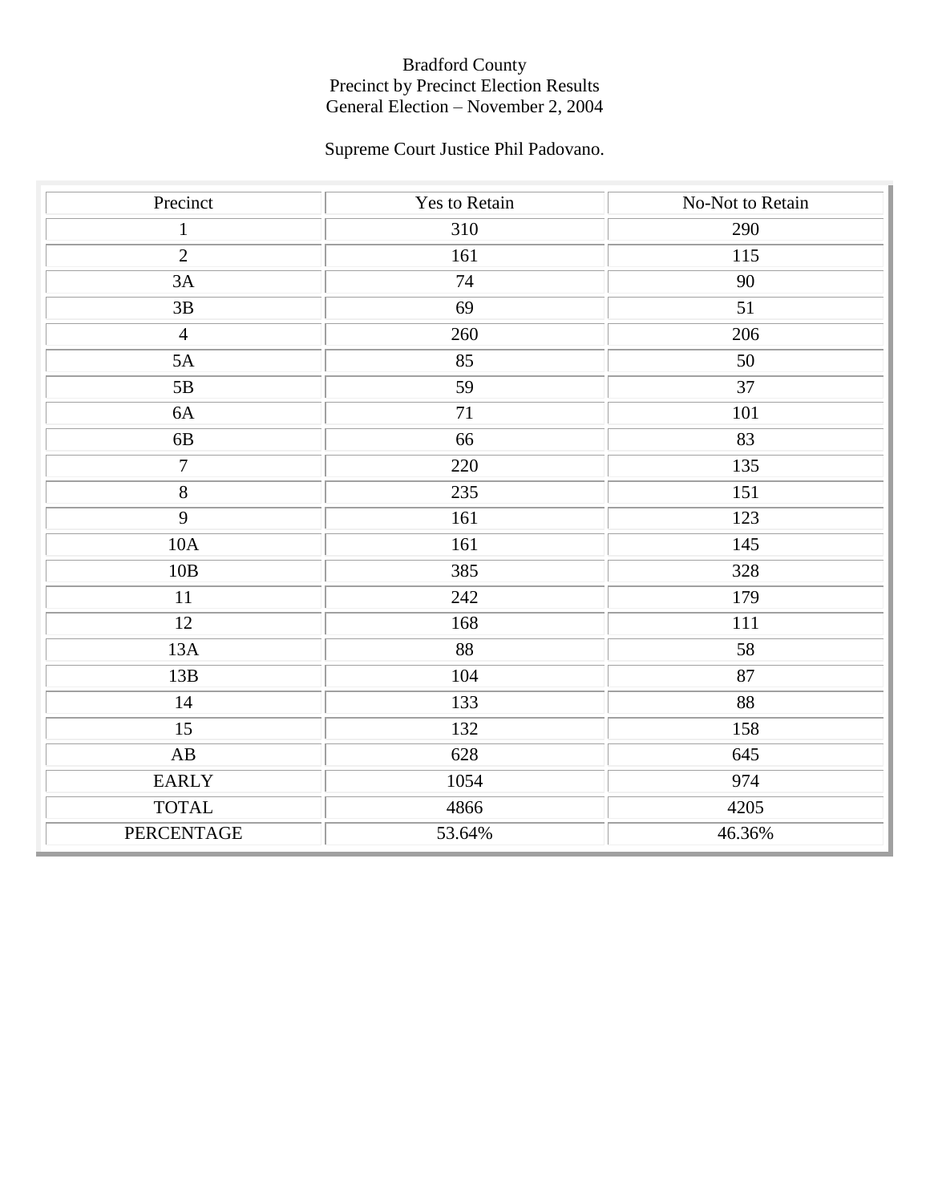Bradford County
Precinct by Precinct Election Results
General Election – November 2, 2004

Supreme Court Justice Phil Padovano.

| Precinct | Yes to Retain | No-Not to Retain |
| --- | --- | --- |
| 1 | 310 | 290 |
| 2 | 161 | 115 |
| 3A | 74 | 90 |
| 3B | 69 | 51 |
| 4 | 260 | 206 |
| 5A | 85 | 50 |
| 5B | 59 | 37 |
| 6A | 71 | 101 |
| 6B | 66 | 83 |
| 7 | 220 | 135 |
| 8 | 235 | 151 |
| 9 | 161 | 123 |
| 10A | 161 | 145 |
| 10B | 385 | 328 |
| 11 | 242 | 179 |
| 12 | 168 | 111 |
| 13A | 88 | 58 |
| 13B | 104 | 87 |
| 14 | 133 | 88 |
| 15 | 132 | 158 |
| AB | 628 | 645 |
| EARLY | 1054 | 974 |
| TOTAL | 4866 | 4205 |
| PERCENTAGE | 53.64% | 46.36% |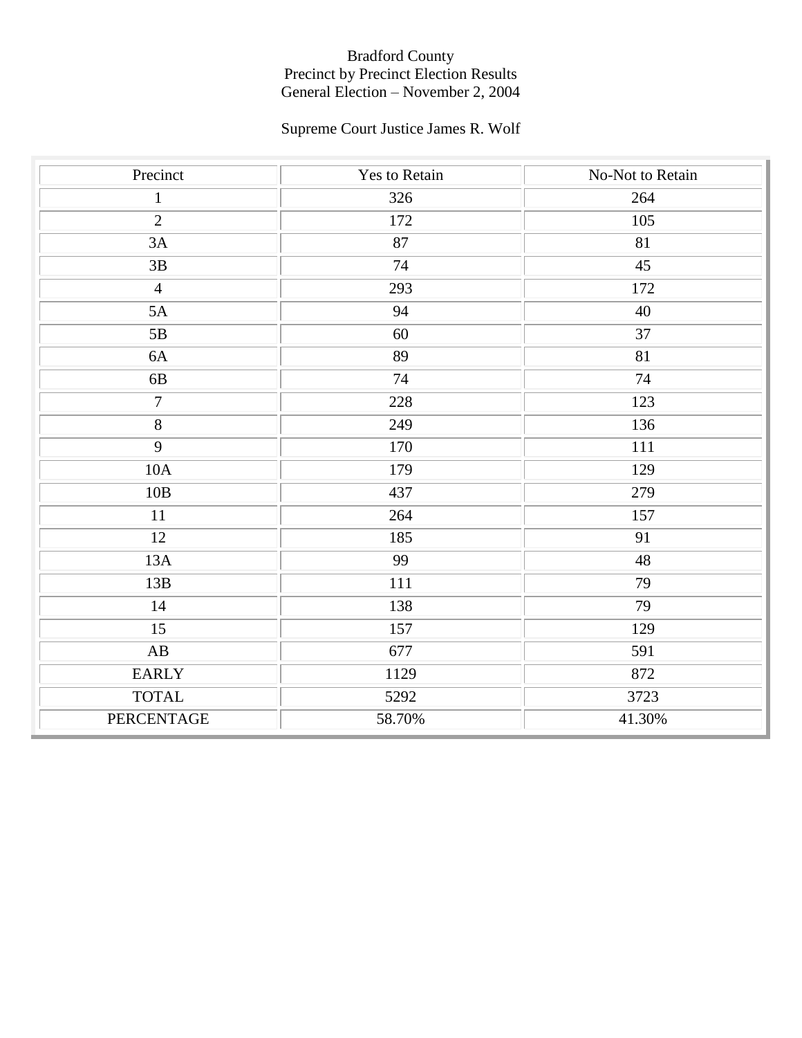Bradford County
Precinct by Precinct Election Results
General Election – November 2, 2004

Supreme Court Justice James R. Wolf

| Precinct | Yes to Retain | No-Not to Retain |
|---|---|---|
| 1 | 326 | 264 |
| 2 | 172 | 105 |
| 3A | 87 | 81 |
| 3B | 74 | 45 |
| 4 | 293 | 172 |
| 5A | 94 | 40 |
| 5B | 60 | 37 |
| 6A | 89 | 81 |
| 6B | 74 | 74 |
| 7 | 228 | 123 |
| 8 | 249 | 136 |
| 9 | 170 | 111 |
| 10A | 179 | 129 |
| 10B | 437 | 279 |
| 11 | 264 | 157 |
| 12 | 185 | 91 |
| 13A | 99 | 48 |
| 13B | 111 | 79 |
| 14 | 138 | 79 |
| 15 | 157 | 129 |
| AB | 677 | 591 |
| EARLY | 1129 | 872 |
| TOTAL | 5292 | 3723 |
| PERCENTAGE | 58.70% | 41.30% |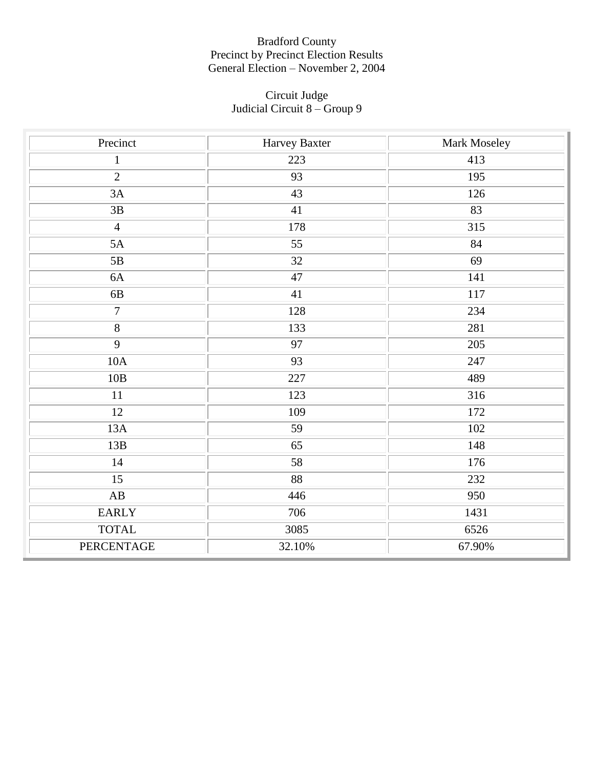Bradford County
Precinct by Precinct Election Results
General Election – November 2, 2004

Circuit Judge
Judicial Circuit 8 – Group 9

| Precinct | Harvey Baxter | Mark Moseley |
|---|---|---|
| 1 | 223 | 413 |
| 2 | 93 | 195 |
| 3A | 43 | 126 |
| 3B | 41 | 83 |
| 4 | 178 | 315 |
| 5A | 55 | 84 |
| 5B | 32 | 69 |
| 6A | 47 | 141 |
| 6B | 41 | 117 |
| 7 | 128 | 234 |
| 8 | 133 | 281 |
| 9 | 97 | 205 |
| 10A | 93 | 247 |
| 10B | 227 | 489 |
| 11 | 123 | 316 |
| 12 | 109 | 172 |
| 13A | 59 | 102 |
| 13B | 65 | 148 |
| 14 | 58 | 176 |
| 15 | 88 | 232 |
| AB | 446 | 950 |
| EARLY | 706 | 1431 |
| TOTAL | 3085 | 6526 |
| PERCENTAGE | 32.10% | 67.90% |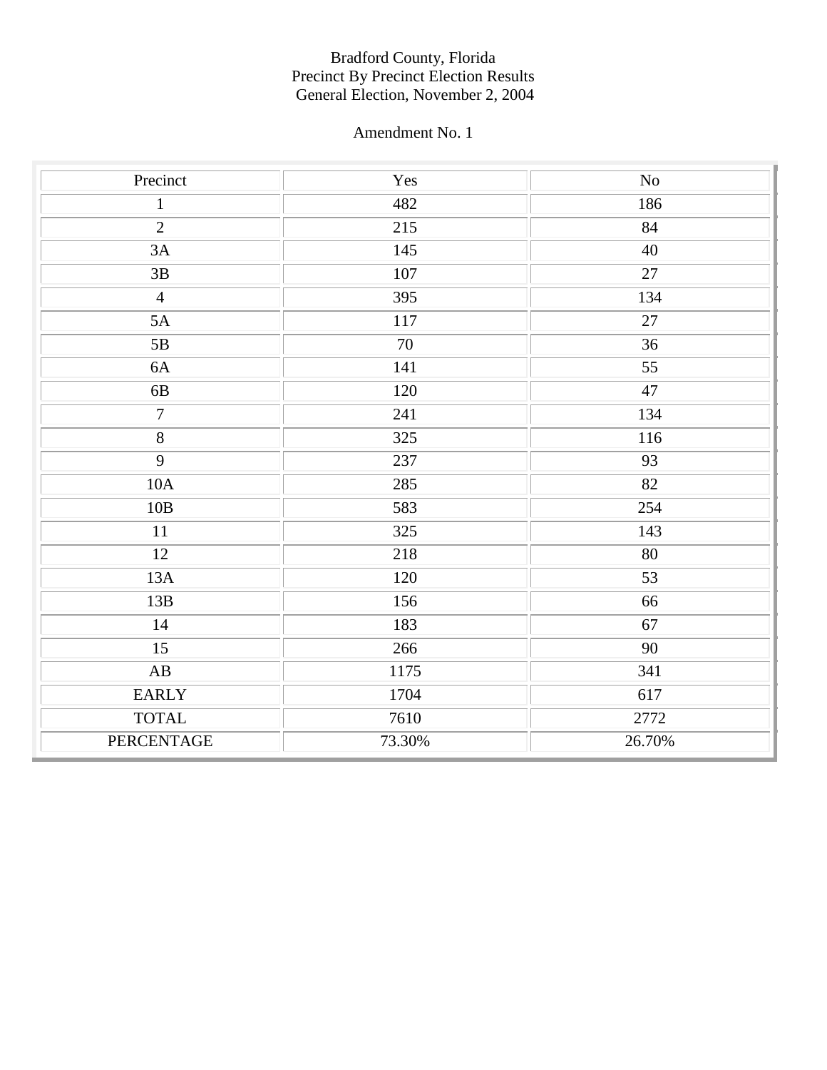Bradford County, Florida
Precinct By Precinct Election Results
General Election, November 2, 2004

Amendment No. 1

| Precinct | Yes | No |
|---|---|---|
| 1 | 482 | 186 |
| 2 | 215 | 84 |
| 3A | 145 | 40 |
| 3B | 107 | 27 |
| 4 | 395 | 134 |
| 5A | 117 | 27 |
| 5B | 70 | 36 |
| 6A | 141 | 55 |
| 6B | 120 | 47 |
| 7 | 241 | 134 |
| 8 | 325 | 116 |
| 9 | 237 | 93 |
| 10A | 285 | 82 |
| 10B | 583 | 254 |
| 11 | 325 | 143 |
| 12 | 218 | 80 |
| 13A | 120 | 53 |
| 13B | 156 | 66 |
| 14 | 183 | 67 |
| 15 | 266 | 90 |
| AB | 1175 | 341 |
| EARLY | 1704 | 617 |
| TOTAL | 7610 | 2772 |
| PERCENTAGE | 73.30% | 26.70% |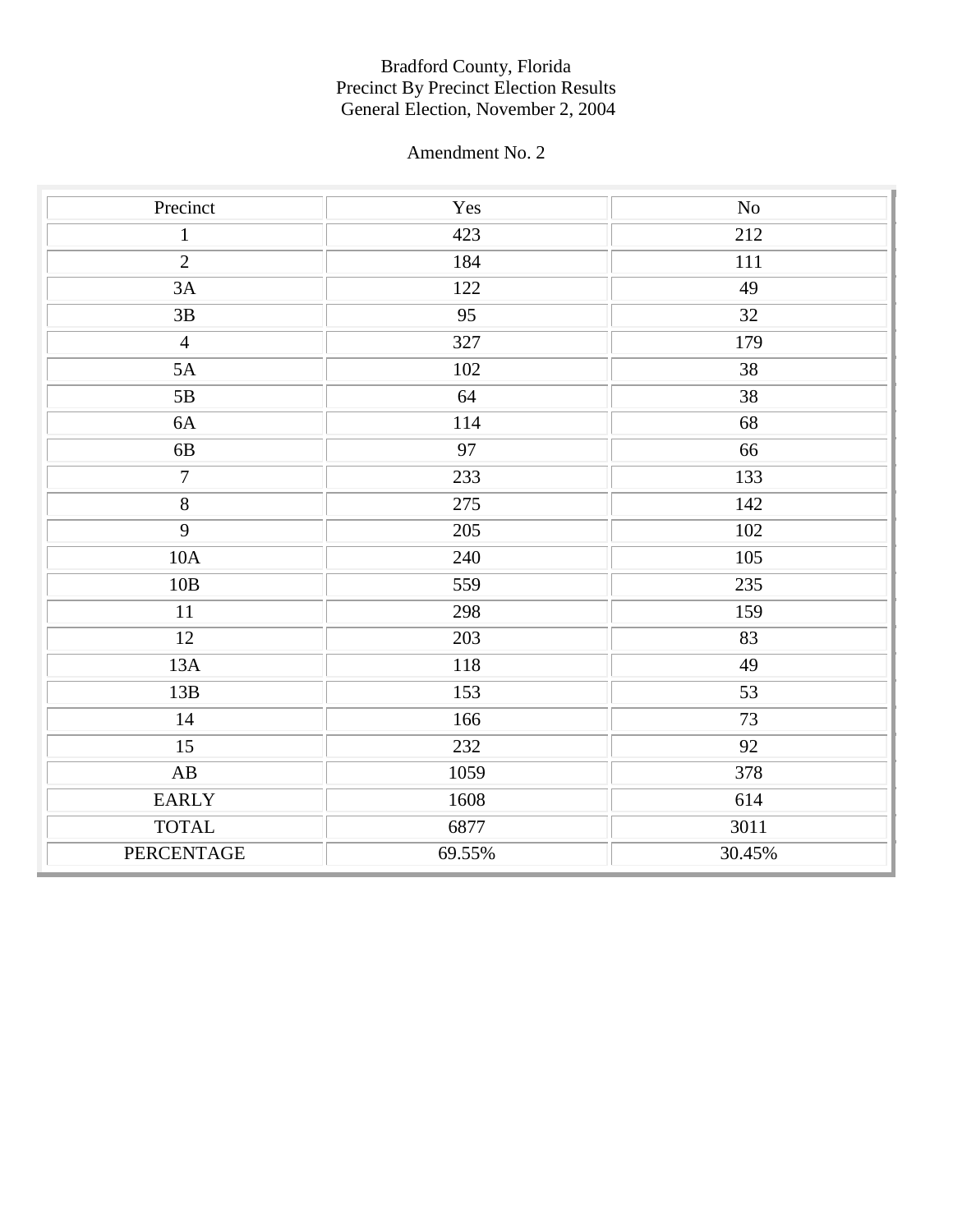Bradford County, Florida
Precinct By Precinct Election Results
General Election, November 2, 2004

Amendment No. 2

| Precinct | Yes | No |
|---|---|---|
| 1 | 423 | 212 |
| 2 | 184 | 111 |
| 3A | 122 | 49 |
| 3B | 95 | 32 |
| 4 | 327 | 179 |
| 5A | 102 | 38 |
| 5B | 64 | 38 |
| 6A | 114 | 68 |
| 6B | 97 | 66 |
| 7 | 233 | 133 |
| 8 | 275 | 142 |
| 9 | 205 | 102 |
| 10A | 240 | 105 |
| 10B | 559 | 235 |
| 11 | 298 | 159 |
| 12 | 203 | 83 |
| 13A | 118 | 49 |
| 13B | 153 | 53 |
| 14 | 166 | 73 |
| 15 | 232 | 92 |
| AB | 1059 | 378 |
| EARLY | 1608 | 614 |
| TOTAL | 6877 | 3011 |
| PERCENTAGE | 69.55% | 30.45% |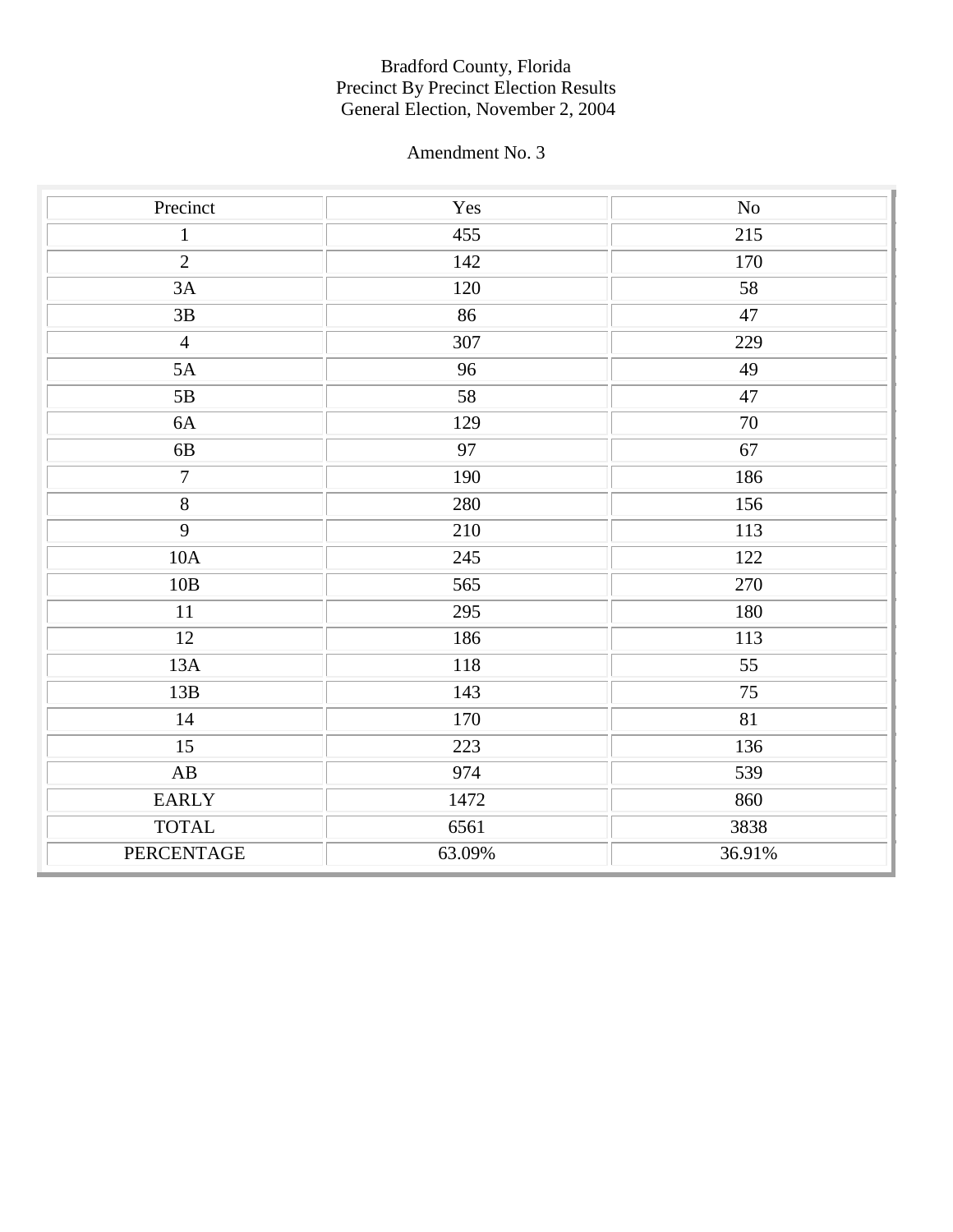Bradford County, Florida
Precinct By Precinct Election Results
General Election, November 2, 2004

Amendment No. 3

| Precinct | Yes | No |
|---|---|---|
| 1 | 455 | 215 |
| 2 | 142 | 170 |
| 3A | 120 | 58 |
| 3B | 86 | 47 |
| 4 | 307 | 229 |
| 5A | 96 | 49 |
| 5B | 58 | 47 |
| 6A | 129 | 70 |
| 6B | 97 | 67 |
| 7 | 190 | 186 |
| 8 | 280 | 156 |
| 9 | 210 | 113 |
| 10A | 245 | 122 |
| 10B | 565 | 270 |
| 11 | 295 | 180 |
| 12 | 186 | 113 |
| 13A | 118 | 55 |
| 13B | 143 | 75 |
| 14 | 170 | 81 |
| 15 | 223 | 136 |
| AB | 974 | 539 |
| EARLY | 1472 | 860 |
| TOTAL | 6561 | 3838 |
| PERCENTAGE | 63.09% | 36.91% |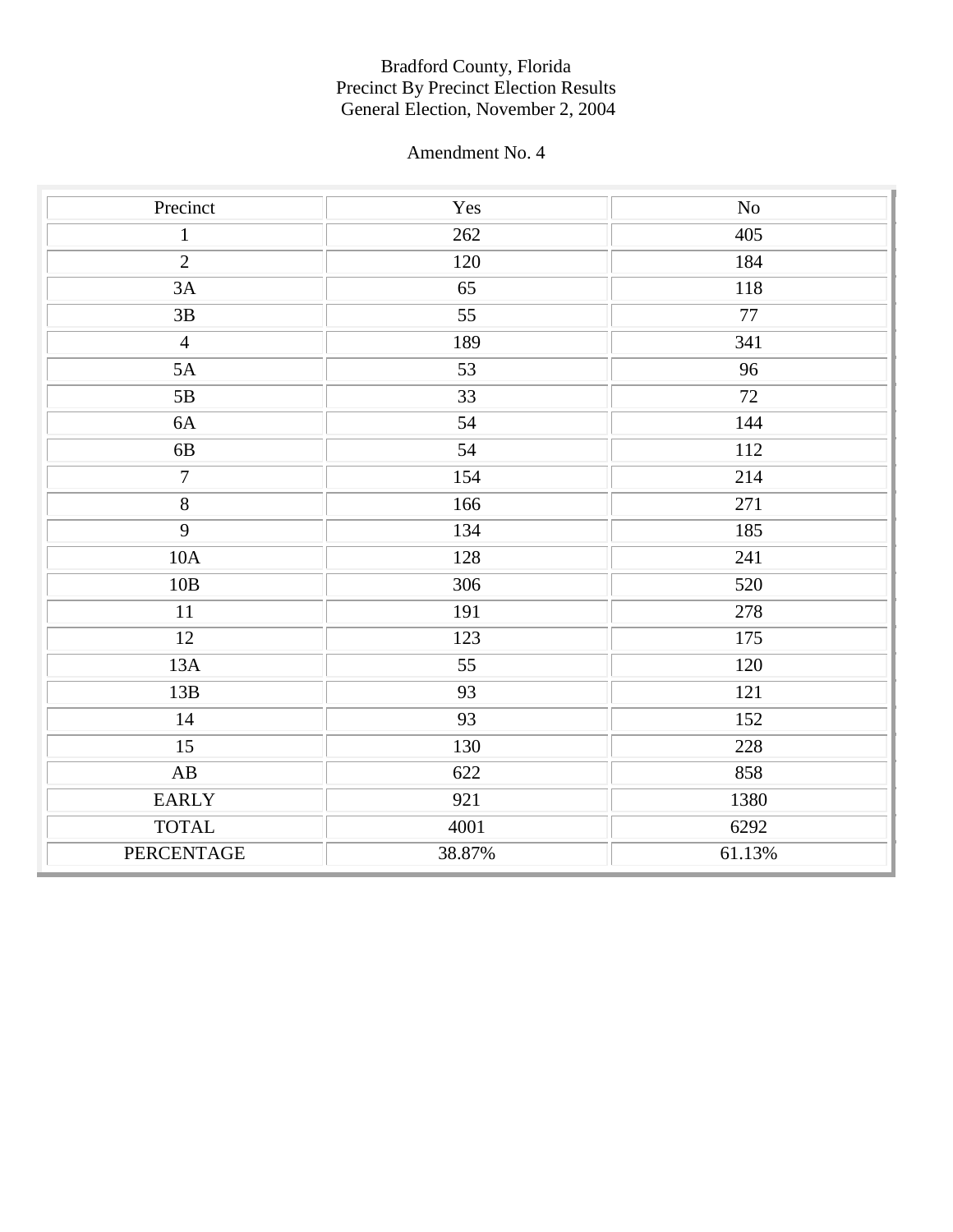Bradford County, Florida
Precinct By Precinct Election Results
General Election, November 2, 2004

Amendment No. 4

| Precinct | Yes | No |
|---|---|---|
| 1 | 262 | 405 |
| 2 | 120 | 184 |
| 3A | 65 | 118 |
| 3B | 55 | 77 |
| 4 | 189 | 341 |
| 5A | 53 | 96 |
| 5B | 33 | 72 |
| 6A | 54 | 144 |
| 6B | 54 | 112 |
| 7 | 154 | 214 |
| 8 | 166 | 271 |
| 9 | 134 | 185 |
| 10A | 128 | 241 |
| 10B | 306 | 520 |
| 11 | 191 | 278 |
| 12 | 123 | 175 |
| 13A | 55 | 120 |
| 13B | 93 | 121 |
| 14 | 93 | 152 |
| 15 | 130 | 228 |
| AB | 622 | 858 |
| EARLY | 921 | 1380 |
| TOTAL | 4001 | 6292 |
| PERCENTAGE | 38.87% | 61.13% |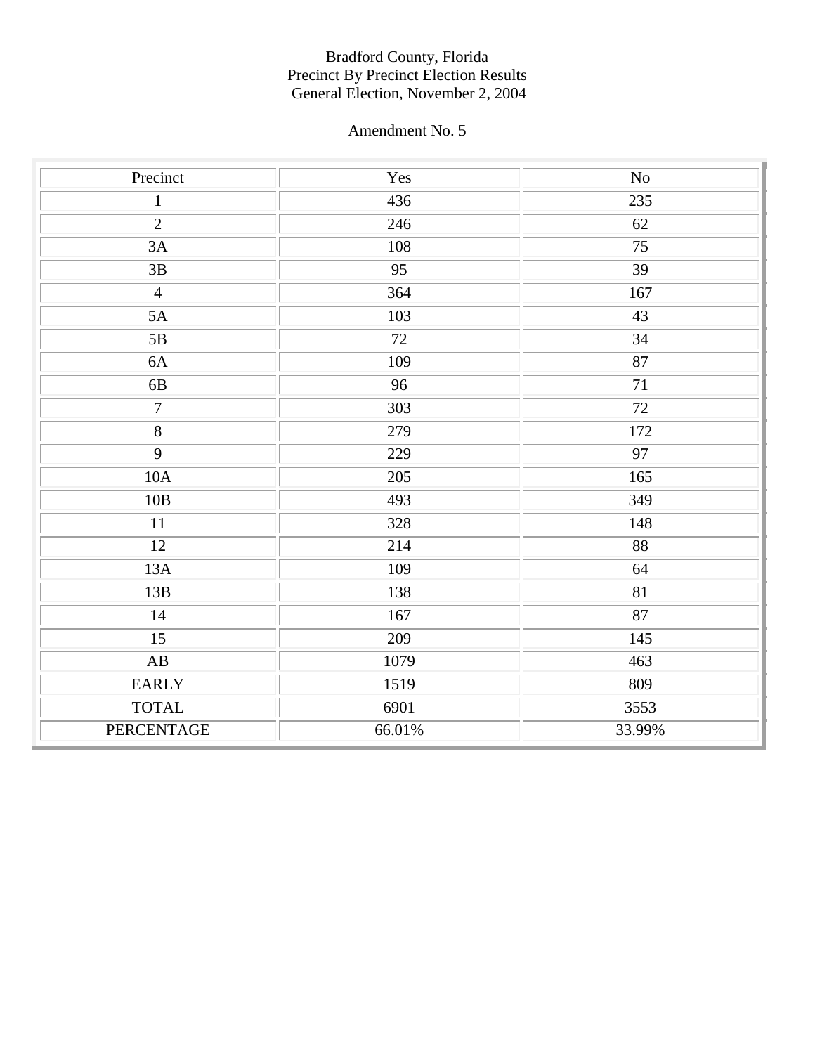Bradford County, Florida
Precinct By Precinct Election Results
General Election, November 2, 2004

Amendment No. 5

| Precinct | Yes | No |
| --- | --- | --- |
| 1 | 436 | 235 |
| 2 | 246 | 62 |
| 3A | 108 | 75 |
| 3B | 95 | 39 |
| 4 | 364 | 167 |
| 5A | 103 | 43 |
| 5B | 72 | 34 |
| 6A | 109 | 87 |
| 6B | 96 | 71 |
| 7 | 303 | 72 |
| 8 | 279 | 172 |
| 9 | 229 | 97 |
| 10A | 205 | 165 |
| 10B | 493 | 349 |
| 11 | 328 | 148 |
| 12 | 214 | 88 |
| 13A | 109 | 64 |
| 13B | 138 | 81 |
| 14 | 167 | 87 |
| 15 | 209 | 145 |
| AB | 1079 | 463 |
| EARLY | 1519 | 809 |
| TOTAL | 6901 | 3553 |
| PERCENTAGE | 66.01% | 33.99% |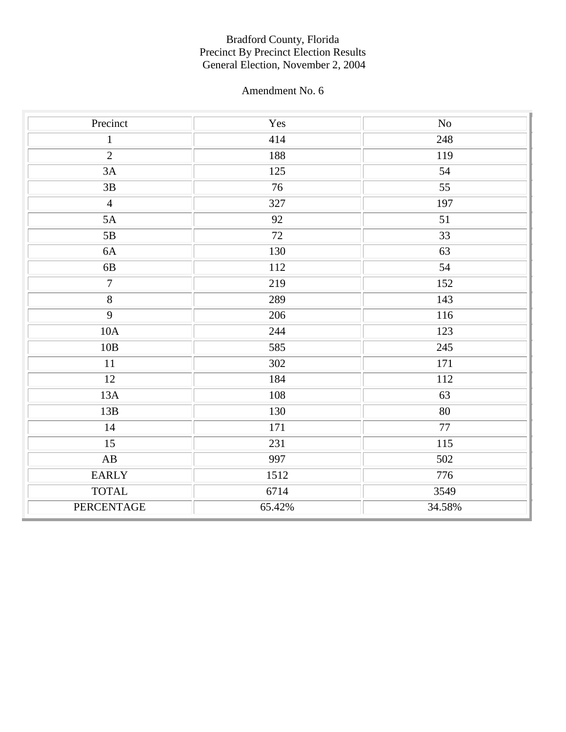# Bradford County, Florida
## Precinct By Precinct Election Results
## General Election, November 2, 2004

### Amendment No. 6

| Precinct | Yes | No |
|---|---|---|
| 1 | 414 | 248 |
| 2 | 188 | 119 |
| 3A | 125 | 54 |
| 3B | 76 | 55 |
| 4 | 327 | 197 |
| 5A | 92 | 51 |
| 5B | 72 | 33 |
| 6A | 130 | 63 |
| 6B | 112 | 54 |
| 7 | 219 | 152 |
| 8 | 289 | 143 |
| 9 | 206 | 116 |
| 10A | 244 | 123 |
| 10B | 585 | 245 |
| 11 | 302 | 171 |
| 12 | 184 | 112 |
| 13A | 108 | 63 |
| 13B | 130 | 80 |
| 14 | 171 | 77 |
| 15 | 231 | 115 |
| AB | 997 | 502 |
| EARLY | 1512 | 776 |
| TOTAL | 6714 | 3549 |
| PERCENTAGE | 65.42% | 34.58% |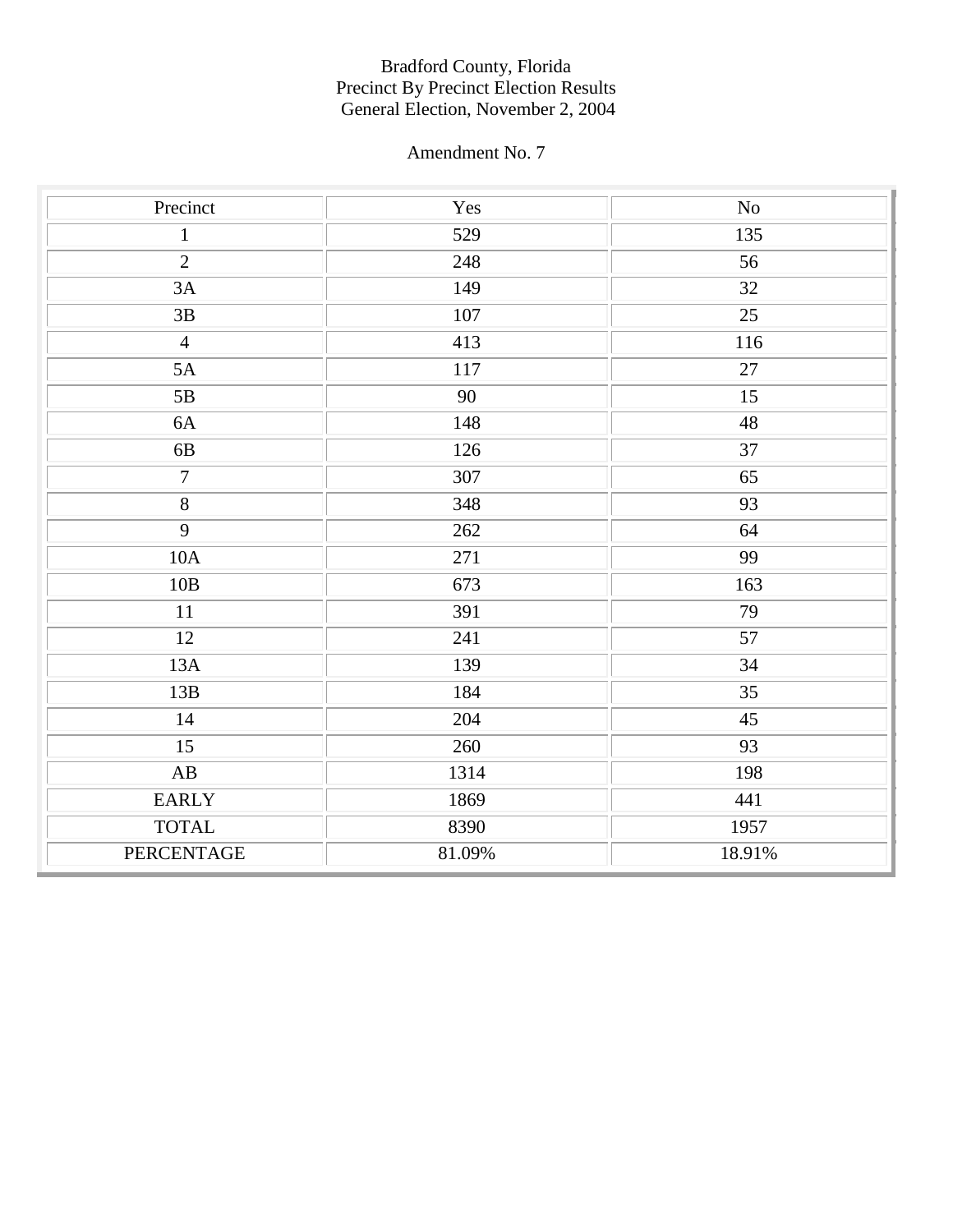Bradford County, Florida
Precinct By Precinct Election Results
General Election, November 2, 2004

Amendment No. 7

| Precinct | Yes | No |
|---|---|---|
| 1 | 529 | 135 |
| 2 | 248 | 56 |
| 3A | 149 | 32 |
| 3B | 107 | 25 |
| 4 | 413 | 116 |
| 5A | 117 | 27 |
| 5B | 90 | 15 |
| 6A | 148 | 48 |
| 6B | 126 | 37 |
| 7 | 307 | 65 |
| 8 | 348 | 93 |
| 9 | 262 | 64 |
| 10A | 271 | 99 |
| 10B | 673 | 163 |
| 11 | 391 | 79 |
| 12 | 241 | 57 |
| 13A | 139 | 34 |
| 13B | 184 | 35 |
| 14 | 204 | 45 |
| 15 | 260 | 93 |
| AB | 1314 | 198 |
| EARLY | 1869 | 441 |
| TOTAL | 8390 | 1957 |
| PERCENTAGE | 81.09% | 18.91% |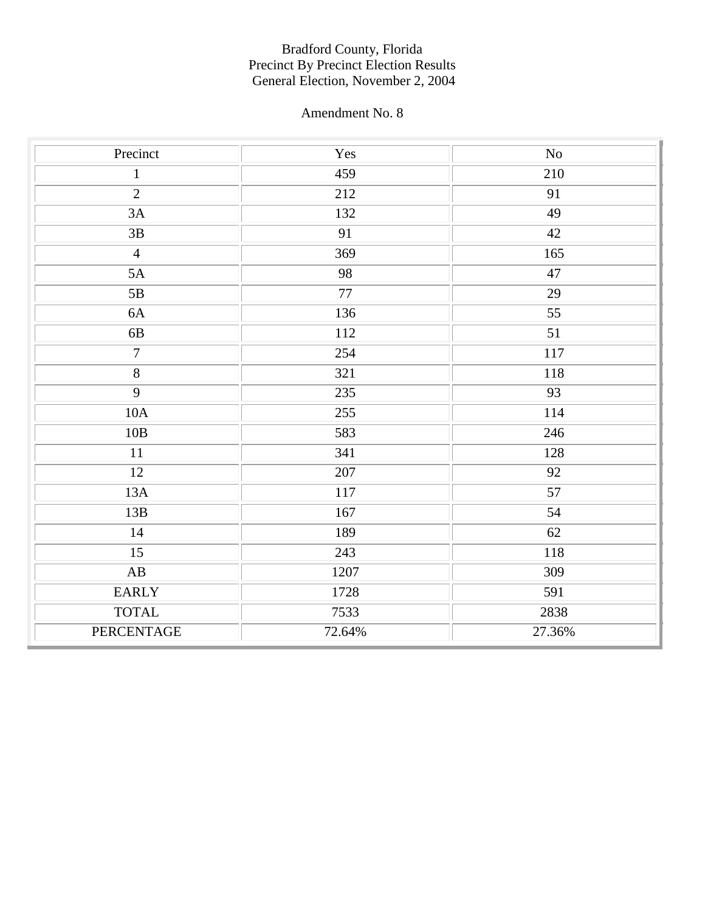Bradford County, Florida
Precinct By Precinct Election Results
General Election, November 2, 2004

Amendment No. 8

| Precinct | Yes | No |
|---|---|---|
| 1 | 459 | 210 |
| 2 | 212 | 91 |
| 3A | 132 | 49 |
| 3B | 91 | 42 |
| 4 | 369 | 165 |
| 5A | 98 | 47 |
| 5B | 77 | 29 |
| 6A | 136 | 55 |
| 6B | 112 | 51 |
| 7 | 254 | 117 |
| 8 | 321 | 118 |
| 9 | 235 | 93 |
| 10A | 255 | 114 |
| 10B | 583 | 246 |
| 11 | 341 | 128 |
| 12 | 207 | 92 |
| 13A | 117 | 57 |
| 13B | 167 | 54 |
| 14 | 189 | 62 |
| 15 | 243 | 118 |
| AB | 1207 | 309 |
| EARLY | 1728 | 591 |
| TOTAL | 7533 | 2838 |
| PERCENTAGE | 72.64% | 27.36% |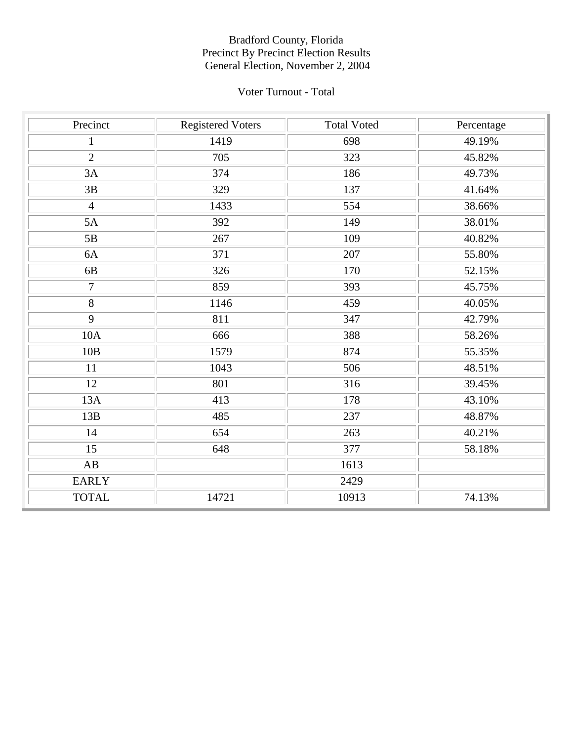Bradford County, Florida
Precinct By Precinct Election Results
General Election, November 2, 2004

Voter Turnout - Total

| Precinct | Registered Voters | Total Voted | Percentage |
|---|---|---|---|
| 1 | 1419 | 698 | 49.19% |
| 2 | 705 | 323 | 45.82% |
| 3A | 374 | 186 | 49.73% |
| 3B | 329 | 137 | 41.64% |
| 4 | 1433 | 554 | 38.66% |
| 5A | 392 | 149 | 38.01% |
| 5B | 267 | 109 | 40.82% |
| 6A | 371 | 207 | 55.80% |
| 6B | 326 | 170 | 52.15% |
| 7 | 859 | 393 | 45.75% |
| 8 | 1146 | 459 | 40.05% |
| 9 | 811 | 347 | 42.79% |
| 10A | 666 | 388 | 58.26% |
| 10B | 1579 | 874 | 55.35% |
| 11 | 1043 | 506 | 48.51% |
| 12 | 801 | 316 | 39.45% |
| 13A | 413 | 178 | 43.10% |
| 13B | 485 | 237 | 48.87% |
| 14 | 654 | 263 | 40.21% |
| 15 | 648 | 377 | 58.18% |
| AB | | 1613 | |
| EARLY | | 2429 | |
| TOTAL | 14721 | 10913 | 74.13% |